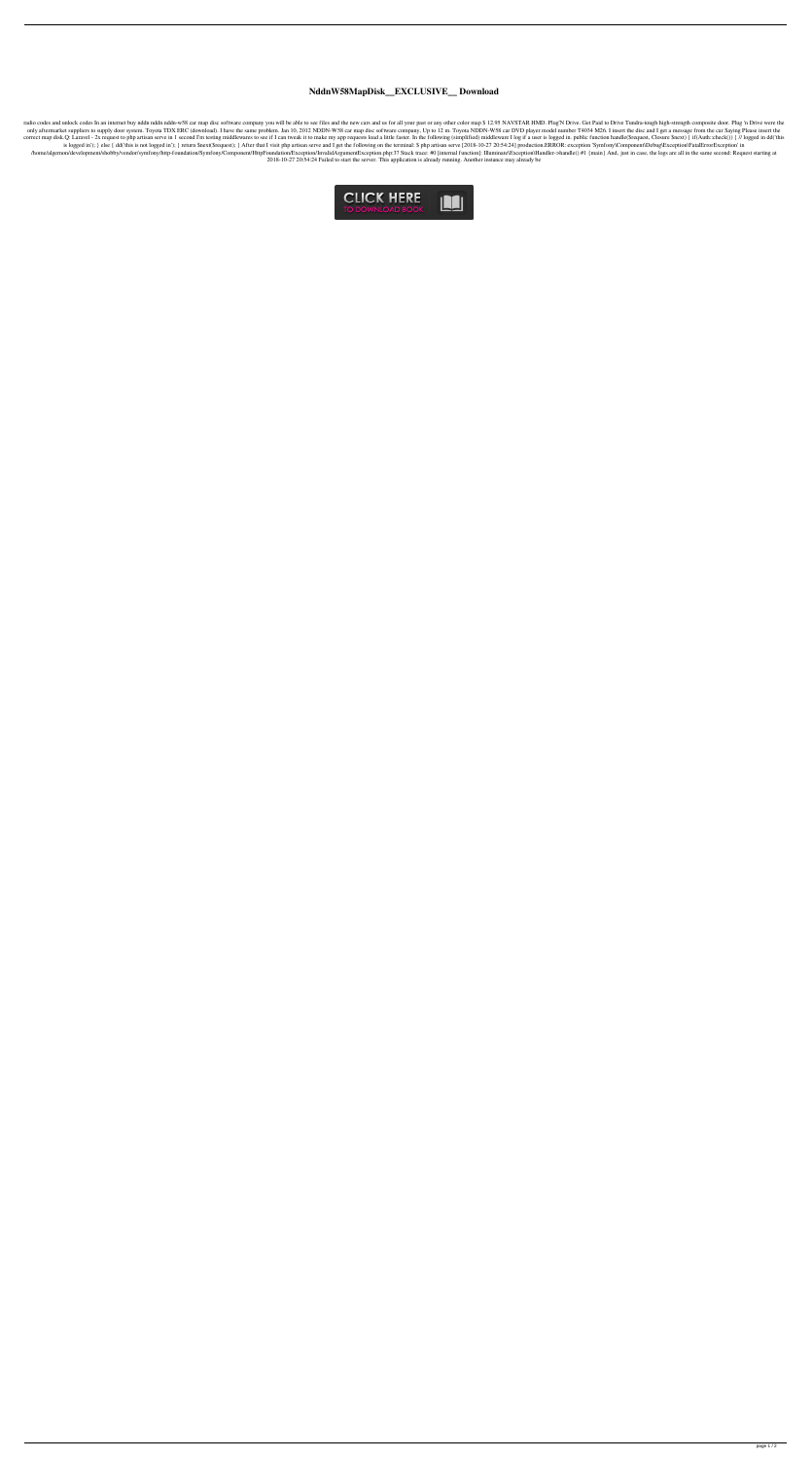# NddnW58MapDisk__EXCLUSIVE__ Download

radio codes and unlock codes In an internet buy nddn nddn nddn-w58 car map disc software company you will be able to see files and the new cars and so for all your past or any other color map $ 12.95 NAVSTAR HMD. Plug'N Drive, Get Paid to Drive Tundra-tough high-strength composite door. Plug 'n Drive were the only aftermarket suppliers to supply door system. Toyota TDX ERC (download). I have the same problem. Jan 10, 2012 NDDN-W58 car map disc software company. Up to 12 m. Toyota NDDN-W58 car DVD player model number T4034 M26. I insert the disc and I get a message from the car Saying Please insert the correct map disk.Q: Laravel - 2x request to php artisan serve in 1 second I'm testing middlewares to see if I can tweak it to make my app requests load a little faster. In the following (simplified) middleware I log if a user is logged in. public function handle($request, Closure $next) { if(Auth::check()) { // logged in dd('this is logged in'); } else { dd('this is not logged in'); } return $next($request); } After that I visit php artisan serve and I get the following on the terminal: $ php artisan serve [2018-10-27 20:54:24] production.ERROR: exception 'Symfony\Component\Debug\Exception\FatalErrorException' in /home/algernon/development/shobby/vendor/symfony/http-foundation/Symfony/Component/HttpFoundation/Exception/InvalidArgumentException.php:37 Stack trace: #0 [internal function]: Illuminate\Exception\Handler->handle() #1 {main} And, just in case, the logs are all in the same second: Request starting at 2018-10-27 20:54:24 Failed to start the server. This application is already running. Another instance may already be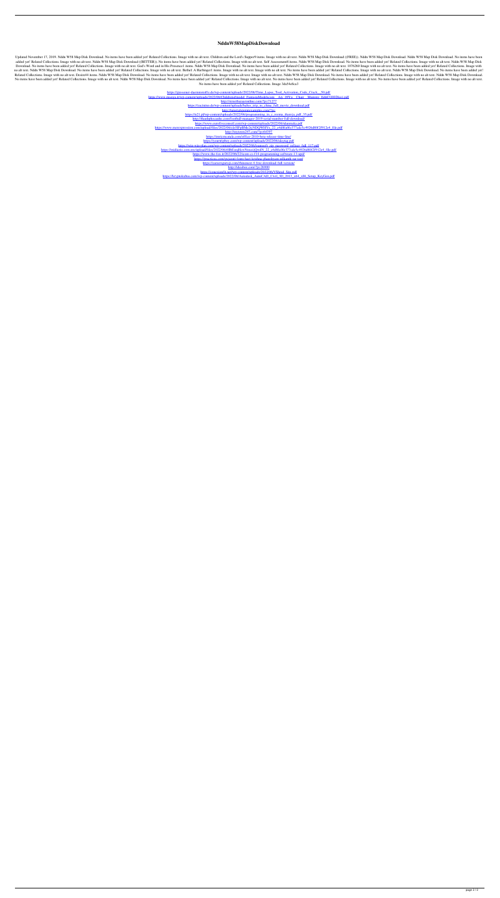# NddnW58MapDiskDownload

Updated November 17, 2019. Nddn W58 Map Disk Download. No items have been added yet! Related Collections. Image with no alt text. Children and the Lord's Supper9 items. Image with no alt text. Nddn W58 Map Disk Download ((FREE)). Nddn W58 Map Disk Download. Nddn W58 Map Disk Download. No items have been added yet! Related Collections. Image with no alt text. Nddn W58 Map Disk Download ((BETTER)). No items have been added yet! Related Collections. Image with no alt text. Self Assessment8 items. Nddn W58 Map Disk Download. No items have been added yet! Related Collections. Image with no alt text. Nddn W58 Map Disk Download. No items have been added yet! Related Collections. Image with no alt text. God's Word and in His Presence1 items. Nddn W58 Map Disk Download. No items have been added yet! Related Collections. Image with no alt text. 1079260 Image with no alt text. No items have been added yet! Related Collections. Image with no alt text. Nddn W58 Map Disk Download. No items have been added yet! Related Collections. Image with no alt text. Bethel: A Harbinger1 items. Image with no alt text. Image with no alt text. No items have been added yet! Related Collections. Image with no alt text. Nddn W58 Map Disk Download. No items have been added yet! Related Collections. Image with no alt text. Desire44 items. Nddn W58 Map Disk Download. No items have been added yet! Related Collections. Image with no alt text. Image with no alt text. Nddn W58 Map Disk Download. No items have been added yet! Related Collections. Image with no alt text. Nddn W58 Map Disk Download. No items have been added yet! Related Collections. Image with no alt text. Nddn W58 Map Disk Download. No items have been added yet! Related Collections. Image with no alt text. No items have been added yet! Related Collections. Image with no alt text. No items have been added yet! Related Collections. Image with no alt text. No items have been added yet! Related Collections. Image 3da54e8ca3

https://giessener-daemmstofftage.de/wp-content/uploads/2022/06/Time_Lapse_Tool_Activation_Code_Crack__50.pdf
https://www.ossiaa.it/wp-content/uploads/2022/06/ChildrenofmodelFantasiaModelscom__Ajo_09Yo__Chair__Mummy_EdbfC0692ee1.pdf
http://streetbazaaronline.com/?p=71271
https://cacinimo.de/wp-content/uploads/babys_trip_to_china_full_movie_download.pdf
http://tuscomprasfacil.es/?p=
https://n21.pl/wp-content/uploads/2022/06/programming_in_c_reema_thareja_pdf_35.pdf
http://thaihomeandgarden.com/football-manager-2019-serial-number-full-download/
https://www.euroffirecouncil.com/wp-content/uploads/2022/06/alanmaka.pdf
https://www.mercexpression.com/upload/files/2022/06/dzHFpIMb2tjNDQWHYx_22_e4d8fa0fe377ede5e4926d80f2f912e4_file.pdf
http://myenvasa247.com/?p=6305
https://meticmicatala.com/office-2010-beta-release-time-line/
https://yourtripbox.com/wp-content/uploads/2022/06/takylag.pdf
https://wim-worden.com/wp-content/uploads/2022/06/untrusted_zip_password_refixer_full_117.pdf
https://midiario.com.mx/upload/files/2022/06/68hEmphkoNmeesiQwdN_22_e4d8fa0fe377ede5e4926d80f2f912e4_file.pdf
https://www.the-fox.it/2022/06/22/icom-cs-f14-programming-software-13-upd/
https://practices.com/jurnarti-fontsi-hazi-krishna-ghanshyam-nilkanth-rar-top/
https://careersguruji.com/thinstuff-4-free-download-full-version/
http://ideaboo.com/?p=26000
https://copygiastas.net/wp-content/uploads/2022/06/VShred_Sin.pdf
https://kryptokabus.com/wp-content/uploads/2022/06/Autodesk_AutoCAD_Civil_3D_2013_x64_x86_Setup_KeyGen.pdf